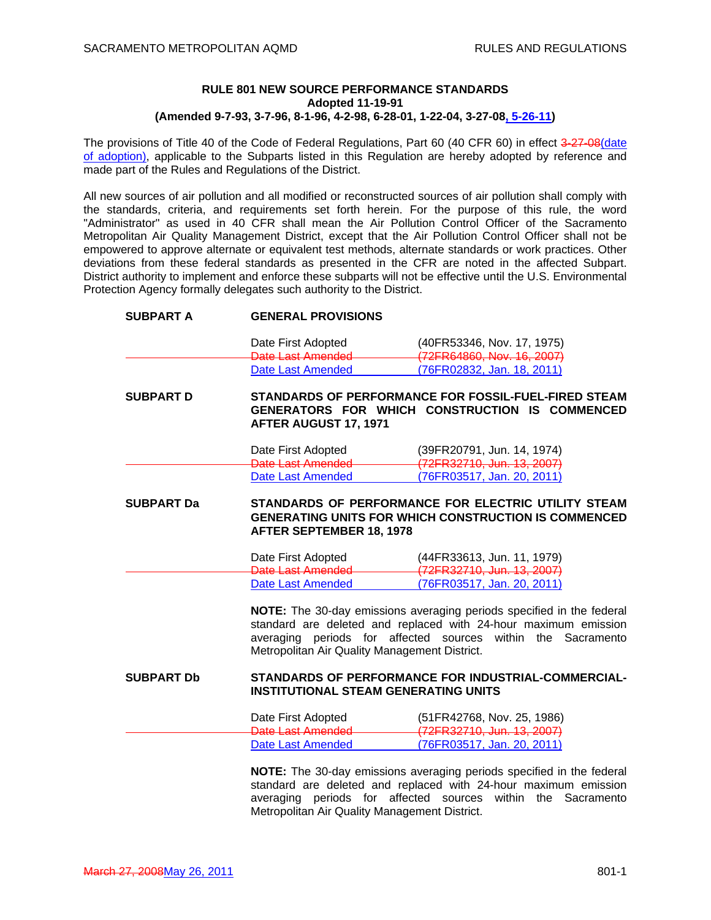# RULE 801 NEW SOURCE PERFORMANCE STANDARDS

**Adopted 11-19-91**

**(Amended 9-7-93, 3-7-96, 8-1-96, 4-2-98, 6-28-01, 1-22-04, 3-27-08, 5-26-11)**

The provisions of Title 40 of the Code of Federal Regulations, Part 60 (40 CFR 60) in effect ~~3-27-08~~(date of adoption), applicable to the Subparts listed in this Regulation are hereby adopted by reference and made part of the Rules and Regulations of the District.

All new sources of air pollution and all modified or reconstructed sources of air pollution shall comply with the standards, criteria, and requirements set forth herein. For the purpose of this rule, the word "Administrator" as used in 40 CFR shall mean the Air Pollution Control Officer of the Sacramento Metropolitan Air Quality Management District, except that the Air Pollution Control Officer shall not be empowered to approve alternate or equivalent test methods, alternate standards or work practices. Other deviations from these federal standards as presented in the CFR are noted in the affected Subpart. District authority to implement and enforce these subparts will not be effective until the U.S. Environmental Protection Agency formally delegates such authority to the District.

**SUBPART A** **GENERAL PROVISIONS**

Date First Adopted (40FR53346, Nov. 17, 1975)
~~Date Last Amended (72FR64860, Nov. 16, 2007)~~
Date Last Amended (76FR02832, Jan. 18, 2011)

**SUBPART D** **STANDARDS OF PERFORMANCE FOR FOSSIL-FUEL-FIRED STEAM GENERATORS FOR WHICH CONSTRUCTION IS COMMENCED AFTER AUGUST 17, 1971**

Date First Adopted (39FR20791, Jun. 14, 1974)
~~Date Last Amended (72FR32710, Jun. 13, 2007)~~
Date Last Amended (76FR03517, Jan. 20, 2011)

**SUBPART Da** **STANDARDS OF PERFORMANCE FOR ELECTRIC UTILITY STEAM GENERATING UNITS FOR WHICH CONSTRUCTION IS COMMENCED AFTER SEPTEMBER 18, 1978**

Date First Adopted (44FR33613, Jun. 11, 1979)
~~Date Last Amended (72FR32710, Jun. 13, 2007)~~
Date Last Amended (76FR03517, Jan. 20, 2011)

**NOTE:** The 30-day emissions averaging periods specified in the federal standard are deleted and replaced with 24-hour maximum emission averaging periods for affected sources within the Sacramento Metropolitan Air Quality Management District.

**SUBPART Db** **STANDARDS OF PERFORMANCE FOR INDUSTRIAL-COMMERCIAL-INSTITUTIONAL STEAM GENERATING UNITS**

Date First Adopted (51FR42768, Nov. 25, 1986)
~~Date Last Amended (72FR32710, Jun. 13, 2007)~~
Date Last Amended (76FR03517, Jan. 20, 2011)

**NOTE:** The 30-day emissions averaging periods specified in the federal standard are deleted and replaced with 24-hour maximum emission averaging periods for affected sources within the Sacramento Metropolitan Air Quality Management District.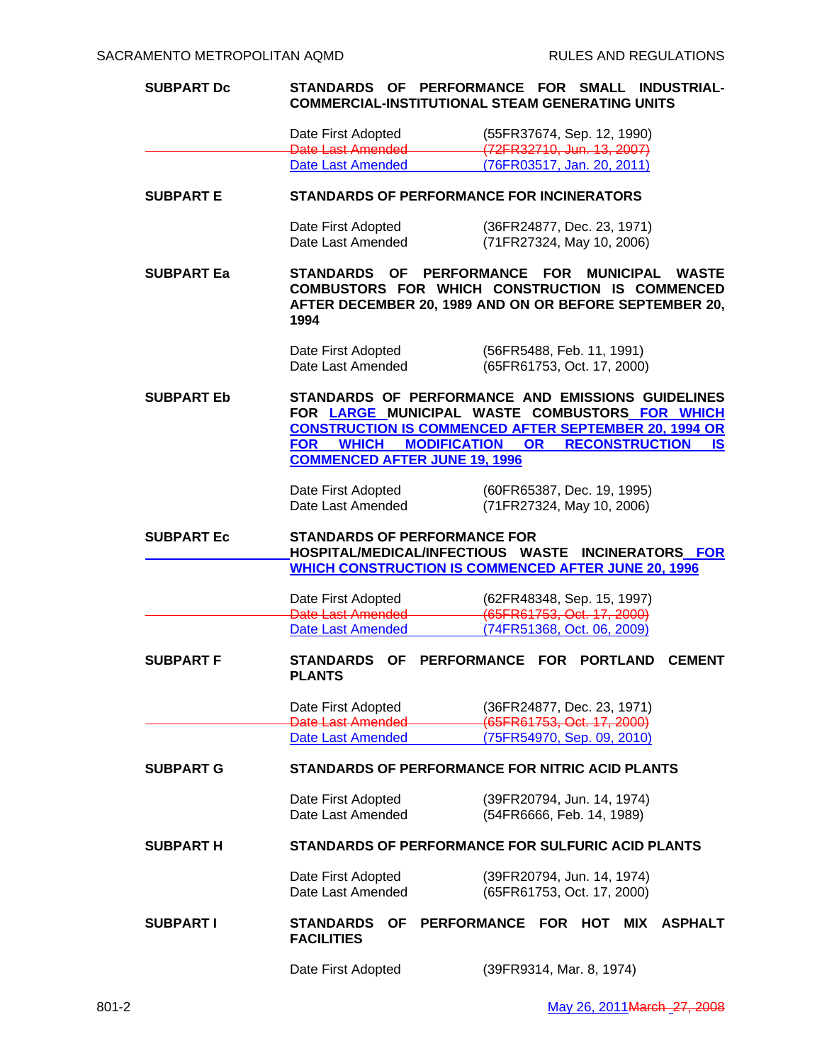**SUBPART Dc** — **STANDARDS OF PERFORMANCE FOR SMALL INDUSTRIAL-COMMERCIAL-INSTITUTIONAL STEAM GENERATING UNITS**

| | |
|---|---|
| Date First Adopted | (55FR37674, Sep. 12, 1990) |
| ~~Date Last Amended~~ | ~~(72FR32710, Jun. 13, 2007)~~ |
| Date Last Amended | (76FR03517, Jan. 20, 2011) |

**SUBPART E** — **STANDARDS OF PERFORMANCE FOR INCINERATORS**

| | |
|---|---|
| Date First Adopted | (36FR24877, Dec. 23, 1971) |
| Date Last Amended | (71FR27324, May 10, 2006) |

**SUBPART Ea** — **STANDARDS OF PERFORMANCE FOR MUNICIPAL WASTE COMBUSTORS FOR WHICH CONSTRUCTION IS COMMENCED AFTER DECEMBER 20, 1989 AND ON OR BEFORE SEPTEMBER 20, 1994**

| | |
|---|---|
| Date First Adopted | (56FR5488, Feb. 11, 1991) |
| Date Last Amended | (65FR61753, Oct. 17, 2000) |

**SUBPART Eb** — **STANDARDS OF PERFORMANCE AND EMISSIONS GUIDELINES FOR LARGE MUNICIPAL WASTE COMBUSTORS FOR WHICH CONSTRUCTION IS COMMENCED AFTER SEPTEMBER 20, 1994 OR FOR WHICH MODIFICATION OR RECONSTRUCTION IS COMMENCED AFTER JUNE 19, 1996**

| | |
|---|---|
| Date First Adopted | (60FR65387, Dec. 19, 1995) |
| Date Last Amended | (71FR27324, May 10, 2006) |

**SUBPART Ec** — **STANDARDS OF PERFORMANCE FOR HOSPITAL/MEDICAL/INFECTIOUS WASTE INCINERATORS FOR WHICH CONSTRUCTION IS COMMENCED AFTER JUNE 20, 1996**

| | |
|---|---|
| Date First Adopted | (62FR48348, Sep. 15, 1997) |
| ~~Date Last Amended~~ | ~~(65FR61753, Oct. 17, 2000)~~ |
| Date Last Amended | (74FR51368, Oct. 06, 2009) |

**SUBPART F** — **STANDARDS OF PERFORMANCE FOR PORTLAND CEMENT PLANTS**

| | |
|---|---|
| Date First Adopted | (36FR24877, Dec. 23, 1971) |
| ~~Date Last Amended~~ | ~~(65FR61753, Oct. 17, 2000)~~ |
| Date Last Amended | (75FR54970, Sep. 09, 2010) |

**SUBPART G** — **STANDARDS OF PERFORMANCE FOR NITRIC ACID PLANTS**

| | |
|---|---|
| Date First Adopted | (39FR20794, Jun. 14, 1974) |
| Date Last Amended | (54FR6666, Feb. 14, 1989) |

**SUBPART H** — **STANDARDS OF PERFORMANCE FOR SULFURIC ACID PLANTS**

| | |
|---|---|
| Date First Adopted | (39FR20794, Jun. 14, 1974) |
| Date Last Amended | (65FR61753, Oct. 17, 2000) |

**SUBPART I** — **STANDARDS OF PERFORMANCE FOR HOT MIX ASPHALT FACILITIES**

| | |
|---|---|
| Date First Adopted | (39FR9314, Mar. 8, 1974) |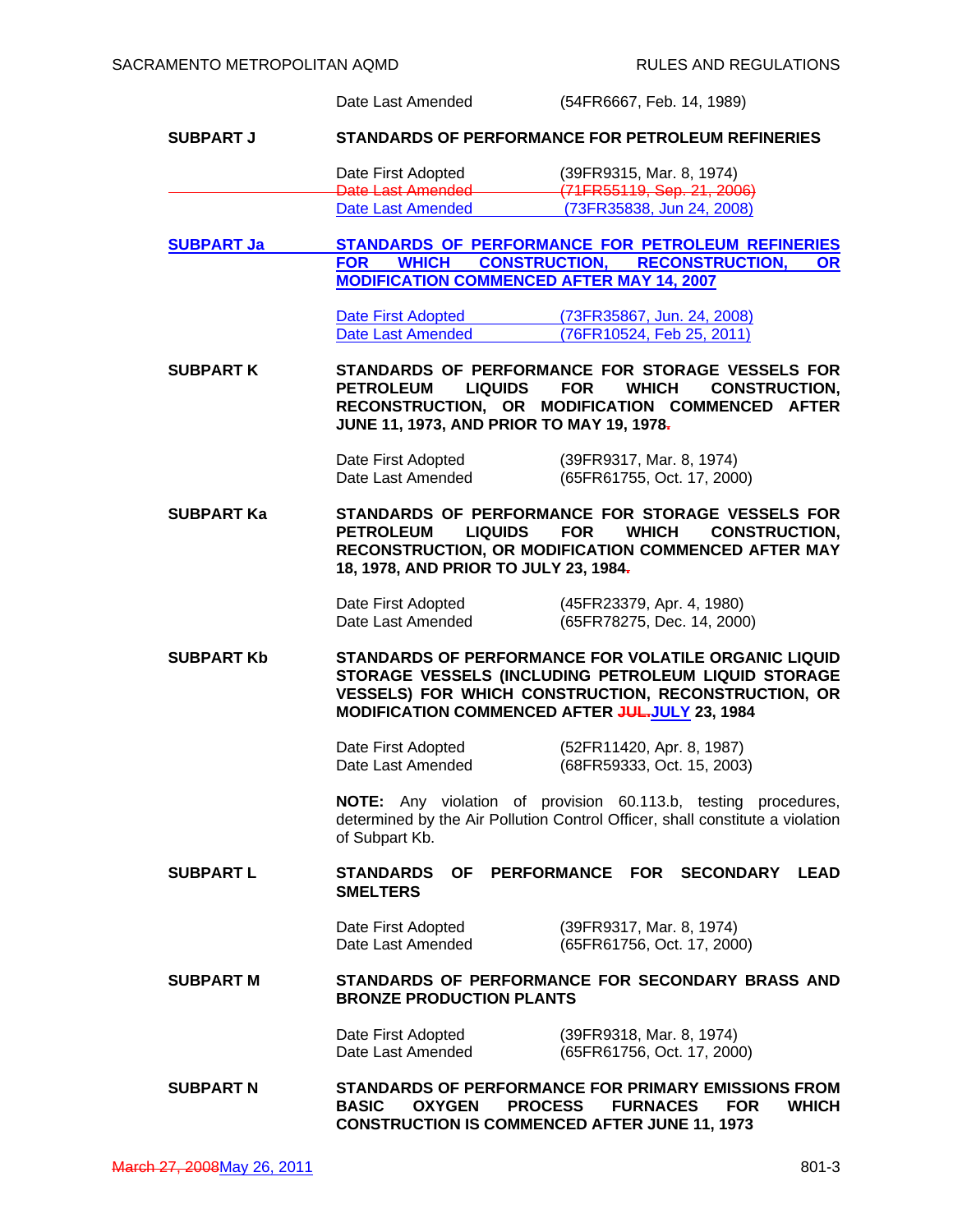| | | |
|---|---|---|
| | Date Last Amended | (54FR6667, Feb. 14, 1989) |
| **SUBPART J** | **STANDARDS OF PERFORMANCE FOR PETROLEUM REFINERIES** | |
| | Date First Adopted | (39FR9315, Mar. 8, 1974) |
| | ~~Date Last Amended~~ | ~~(71FR55119, Sep. 21, 2006)~~ |
| | Date Last Amended | (73FR35838, Jun 24, 2008) |
| **SUBPART Ja** | **STANDARDS OF PERFORMANCE FOR PETROLEUM REFINERIES FOR WHICH CONSTRUCTION, RECONSTRUCTION, OR MODIFICATION COMMENCED AFTER MAY 14, 2007** | |
| | Date First Adopted | (73FR35867, Jun. 24, 2008) |
| | Date Last Amended | (76FR10524, Feb 25, 2011) |
| **SUBPART K** | **STANDARDS OF PERFORMANCE FOR STORAGE VESSELS FOR PETROLEUM LIQUIDS FOR WHICH CONSTRUCTION, RECONSTRUCTION, OR MODIFICATION COMMENCED AFTER JUNE 11, 1973, AND PRIOR TO MAY 19, 1978~~.~~** | |
| | Date First Adopted | (39FR9317, Mar. 8, 1974) |
| | Date Last Amended | (65FR61755, Oct. 17, 2000) |
| **SUBPART Ka** | **STANDARDS OF PERFORMANCE FOR STORAGE VESSELS FOR PETROLEUM LIQUIDS FOR WHICH CONSTRUCTION, RECONSTRUCTION, OR MODIFICATION COMMENCED AFTER MAY 18, 1978, AND PRIOR TO JULY 23, 1984~~.~~** | |
| | Date First Adopted | (45FR23379, Apr. 4, 1980) |
| | Date Last Amended | (65FR78275, Dec. 14, 2000) |
| **SUBPART Kb** | **STANDARDS OF PERFORMANCE FOR VOLATILE ORGANIC LIQUID STORAGE VESSELS (INCLUDING PETROLEUM LIQUID STORAGE VESSELS) FOR WHICH CONSTRUCTION, RECONSTRUCTION, OR MODIFICATION COMMENCED AFTER ~~JUL.~~JULY 23, 1984** | |
| | Date First Adopted | (52FR11420, Apr. 8, 1987) |
| | Date Last Amended | (68FR59333, Oct. 15, 2003) |
| | **NOTE:** Any violation of provision 60.113.b, testing procedures, determined by the Air Pollution Control Officer, shall constitute a violation of Subpart Kb. | |
| **SUBPART L** | **STANDARDS OF PERFORMANCE FOR SECONDARY LEAD SMELTERS** | |
| | Date First Adopted | (39FR9317, Mar. 8, 1974) |
| | Date Last Amended | (65FR61756, Oct. 17, 2000) |
| **SUBPART M** | **STANDARDS OF PERFORMANCE FOR SECONDARY BRASS AND BRONZE PRODUCTION PLANTS** | |
| | Date First Adopted | (39FR9318, Mar. 8, 1974) |
| | Date Last Amended | (65FR61756, Oct. 17, 2000) |
| **SUBPART N** | **STANDARDS OF PERFORMANCE FOR PRIMARY EMISSIONS FROM BASIC OXYGEN PROCESS FURNACES FOR WHICH CONSTRUCTION IS COMMENCED AFTER JUNE 11, 1973** | |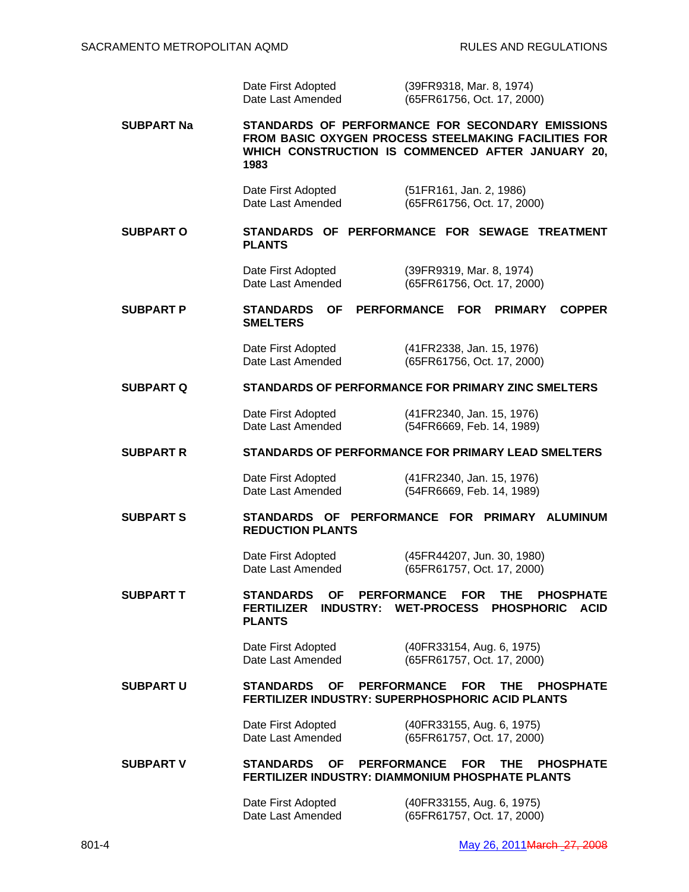Date First Adopted (39FR9318, Mar. 8, 1974)
Date Last Amended (65FR61756, Oct. 17, 2000)

**SUBPART Na** **STANDARDS OF PERFORMANCE FOR SECONDARY EMISSIONS FROM BASIC OXYGEN PROCESS STEELMAKING FACILITIES FOR WHICH CONSTRUCTION IS COMMENCED AFTER JANUARY 20, 1983**

Date First Adopted (51FR161, Jan. 2, 1986)
Date Last Amended (65FR61756, Oct. 17, 2000)

**SUBPART O** **STANDARDS OF PERFORMANCE FOR SEWAGE TREATMENT PLANTS**

Date First Adopted (39FR9319, Mar. 8, 1974)
Date Last Amended (65FR61756, Oct. 17, 2000)

**SUBPART P** **STANDARDS OF PERFORMANCE FOR PRIMARY COPPER SMELTERS**

Date First Adopted (41FR2338, Jan. 15, 1976)
Date Last Amended (65FR61756, Oct. 17, 2000)

**SUBPART Q** **STANDARDS OF PERFORMANCE FOR PRIMARY ZINC SMELTERS**

Date First Adopted (41FR2340, Jan. 15, 1976)
Date Last Amended (54FR6669, Feb. 14, 1989)

**SUBPART R** **STANDARDS OF PERFORMANCE FOR PRIMARY LEAD SMELTERS**

Date First Adopted (41FR2340, Jan. 15, 1976)
Date Last Amended (54FR6669, Feb. 14, 1989)

**SUBPART S** **STANDARDS OF PERFORMANCE FOR PRIMARY ALUMINUM REDUCTION PLANTS**

Date First Adopted (45FR44207, Jun. 30, 1980)
Date Last Amended (65FR61757, Oct. 17, 2000)

**SUBPART T** **STANDARDS OF PERFORMANCE FOR THE PHOSPHATE FERTILIZER INDUSTRY: WET-PROCESS PHOSPHORIC ACID PLANTS**

Date First Adopted (40FR33154, Aug. 6, 1975)
Date Last Amended (65FR61757, Oct. 17, 2000)

**SUBPART U** **STANDARDS OF PERFORMANCE FOR THE PHOSPHATE FERTILIZER INDUSTRY: SUPERPHOSPHORIC ACID PLANTS**

Date First Adopted (40FR33155, Aug. 6, 1975)
Date Last Amended (65FR61757, Oct. 17, 2000)

**SUBPART V** **STANDARDS OF PERFORMANCE FOR THE PHOSPHATE FERTILIZER INDUSTRY: DIAMMONIUM PHOSPHATE PLANTS**

Date First Adopted (40FR33155, Aug. 6, 1975)
Date Last Amended (65FR61757, Oct. 17, 2000)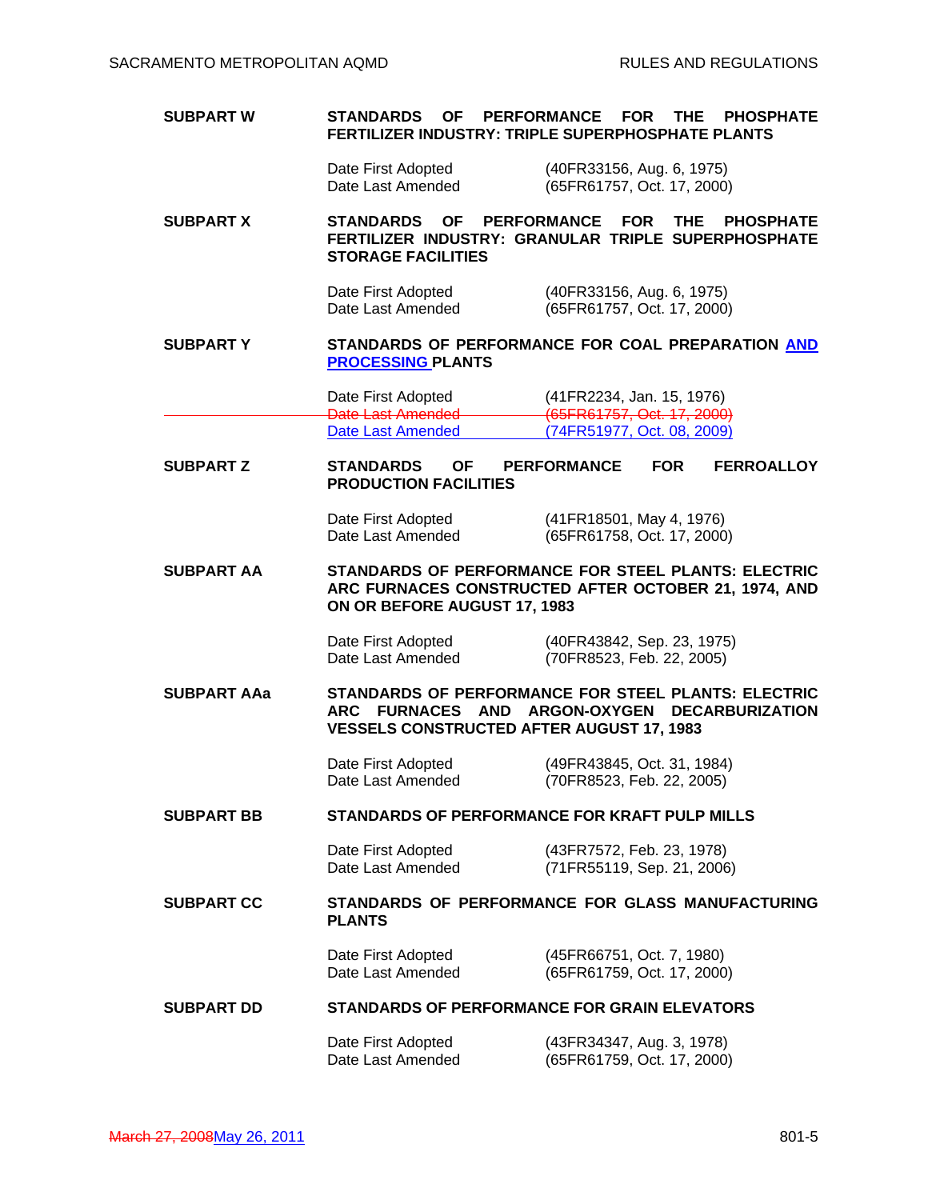**SUBPART W** — **STANDARDS OF PERFORMANCE FOR THE PHOSPHATE FERTILIZER INDUSTRY: TRIPLE SUPERPHOSPHATE PLANTS**

| | |
|---|---|
| Date First Adopted | (40FR33156, Aug. 6, 1975) |
| Date Last Amended | (65FR61757, Oct. 17, 2000) |

**SUBPART X** — **STANDARDS OF PERFORMANCE FOR THE PHOSPHATE FERTILIZER INDUSTRY: GRANULAR TRIPLE SUPERPHOSPHATE STORAGE FACILITIES**

| | |
|---|---|
| Date First Adopted | (40FR33156, Aug. 6, 1975) |
| Date Last Amended | (65FR61757, Oct. 17, 2000) |

**SUBPART Y** — **STANDARDS OF PERFORMANCE FOR COAL PREPARATION AND PROCESSING PLANTS**

| | |
|---|---|
| Date First Adopted | (41FR2234, Jan. 15, 1976) |
| ~~Date Last Amended~~ | ~~(65FR61757, Oct. 17, 2000)~~ |
| Date Last Amended | (74FR51977, Oct. 08, 2009) |

**SUBPART Z** — **STANDARDS OF PERFORMANCE FOR FERROALLOY PRODUCTION FACILITIES**

| | |
|---|---|
| Date First Adopted | (41FR18501, May 4, 1976) |
| Date Last Amended | (65FR61758, Oct. 17, 2000) |

**SUBPART AA** — **STANDARDS OF PERFORMANCE FOR STEEL PLANTS: ELECTRIC ARC FURNACES CONSTRUCTED AFTER OCTOBER 21, 1974, AND ON OR BEFORE AUGUST 17, 1983**

| | |
|---|---|
| Date First Adopted | (40FR43842, Sep. 23, 1975) |
| Date Last Amended | (70FR8523, Feb. 22, 2005) |

**SUBPART AAa** — **STANDARDS OF PERFORMANCE FOR STEEL PLANTS: ELECTRIC ARC FURNACES AND ARGON-OXYGEN DECARBURIZATION VESSELS CONSTRUCTED AFTER AUGUST 17, 1983**

| | |
|---|---|
| Date First Adopted | (49FR43845, Oct. 31, 1984) |
| Date Last Amended | (70FR8523, Feb. 22, 2005) |

**SUBPART BB** — **STANDARDS OF PERFORMANCE FOR KRAFT PULP MILLS**

| | |
|---|---|
| Date First Adopted | (43FR7572, Feb. 23, 1978) |
| Date Last Amended | (71FR55119, Sep. 21, 2006) |

**SUBPART CC** — **STANDARDS OF PERFORMANCE FOR GLASS MANUFACTURING PLANTS**

| | |
|---|---|
| Date First Adopted | (45FR66751, Oct. 7, 1980) |
| Date Last Amended | (65FR61759, Oct. 17, 2000) |

**SUBPART DD** — **STANDARDS OF PERFORMANCE FOR GRAIN ELEVATORS**

| | |
|---|---|
| Date First Adopted | (43FR34347, Aug. 3, 1978) |
| Date Last Amended | (65FR61759, Oct. 17, 2000) |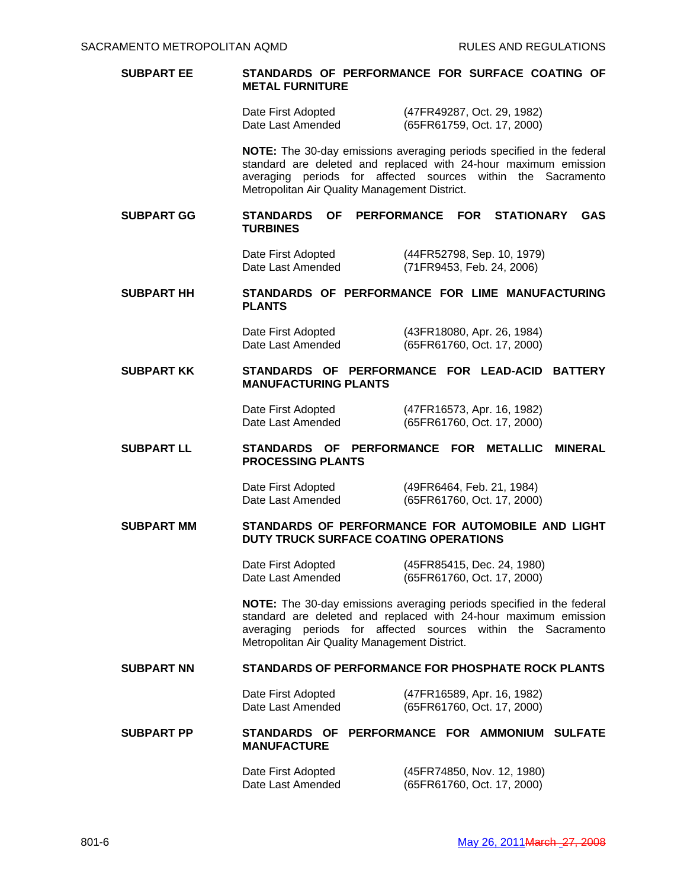**SUBPART EE** **STANDARDS OF PERFORMANCE FOR SURFACE COATING OF METAL FURNITURE**

Date First Adopted (47FR49287, Oct. 29, 1982)
Date Last Amended (65FR61759, Oct. 17, 2000)

**NOTE:** The 30-day emissions averaging periods specified in the federal standard are deleted and replaced with 24-hour maximum emission averaging periods for affected sources within the Sacramento Metropolitan Air Quality Management District.

**SUBPART GG** **STANDARDS OF PERFORMANCE FOR STATIONARY GAS TURBINES**

Date First Adopted (44FR52798, Sep. 10, 1979)
Date Last Amended (71FR9453, Feb. 24, 2006)

**SUBPART HH** **STANDARDS OF PERFORMANCE FOR LIME MANUFACTURING PLANTS**

Date First Adopted (43FR18080, Apr. 26, 1984)
Date Last Amended (65FR61760, Oct. 17, 2000)

**SUBPART KK** **STANDARDS OF PERFORMANCE FOR LEAD-ACID BATTERY MANUFACTURING PLANTS**

Date First Adopted (47FR16573, Apr. 16, 1982)
Date Last Amended (65FR61760, Oct. 17, 2000)

**SUBPART LL** **STANDARDS OF PERFORMANCE FOR METALLIC MINERAL PROCESSING PLANTS**

Date First Adopted (49FR6464, Feb. 21, 1984)
Date Last Amended (65FR61760, Oct. 17, 2000)

**SUBPART MM** **STANDARDS OF PERFORMANCE FOR AUTOMOBILE AND LIGHT DUTY TRUCK SURFACE COATING OPERATIONS**

Date First Adopted (45FR85415, Dec. 24, 1980)
Date Last Amended (65FR61760, Oct. 17, 2000)

**NOTE:** The 30-day emissions averaging periods specified in the federal standard are deleted and replaced with 24-hour maximum emission averaging periods for affected sources within the Sacramento Metropolitan Air Quality Management District.

**SUBPART NN** **STANDARDS OF PERFORMANCE FOR PHOSPHATE ROCK PLANTS**

Date First Adopted (47FR16589, Apr. 16, 1982)
Date Last Amended (65FR61760, Oct. 17, 2000)

**SUBPART PP** **STANDARDS OF PERFORMANCE FOR AMMONIUM SULFATE MANUFACTURE**

Date First Adopted (45FR74850, Nov. 12, 1980)
Date Last Amended (65FR61760, Oct. 17, 2000)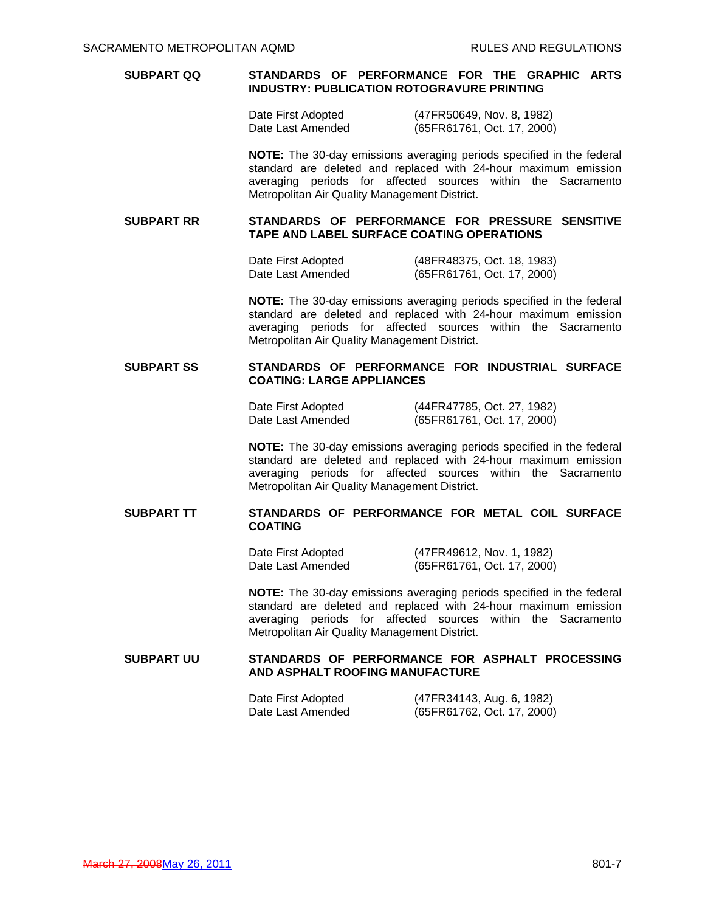## SUBPART QQ — STANDARDS OF PERFORMANCE FOR THE GRAPHIC ARTS INDUSTRY: PUBLICATION ROTOGRAVURE PRINTING

Date First Adopted (47FR50649, Nov. 8, 1982)
Date Last Amended (65FR61761, Oct. 17, 2000)

**NOTE:** The 30-day emissions averaging periods specified in the federal standard are deleted and replaced with 24-hour maximum emission averaging periods for affected sources within the Sacramento Metropolitan Air Quality Management District.

## SUBPART RR — STANDARDS OF PERFORMANCE FOR PRESSURE SENSITIVE TAPE AND LABEL SURFACE COATING OPERATIONS

Date First Adopted (48FR48375, Oct. 18, 1983)
Date Last Amended (65FR61761, Oct. 17, 2000)

**NOTE:** The 30-day emissions averaging periods specified in the federal standard are deleted and replaced with 24-hour maximum emission averaging periods for affected sources within the Sacramento Metropolitan Air Quality Management District.

## SUBPART SS — STANDARDS OF PERFORMANCE FOR INDUSTRIAL SURFACE COATING: LARGE APPLIANCES

Date First Adopted (44FR47785, Oct. 27, 1982)
Date Last Amended (65FR61761, Oct. 17, 2000)

**NOTE:** The 30-day emissions averaging periods specified in the federal standard are deleted and replaced with 24-hour maximum emission averaging periods for affected sources within the Sacramento Metropolitan Air Quality Management District.

## SUBPART TT — STANDARDS OF PERFORMANCE FOR METAL COIL SURFACE COATING

Date First Adopted (47FR49612, Nov. 1, 1982)
Date Last Amended (65FR61761, Oct. 17, 2000)

**NOTE:** The 30-day emissions averaging periods specified in the federal standard are deleted and replaced with 24-hour maximum emission averaging periods for affected sources within the Sacramento Metropolitan Air Quality Management District.

## SUBPART UU — STANDARDS OF PERFORMANCE FOR ASPHALT PROCESSING AND ASPHALT ROOFING MANUFACTURE

Date First Adopted (47FR34143, Aug. 6, 1982)
Date Last Amended (65FR61762, Oct. 17, 2000)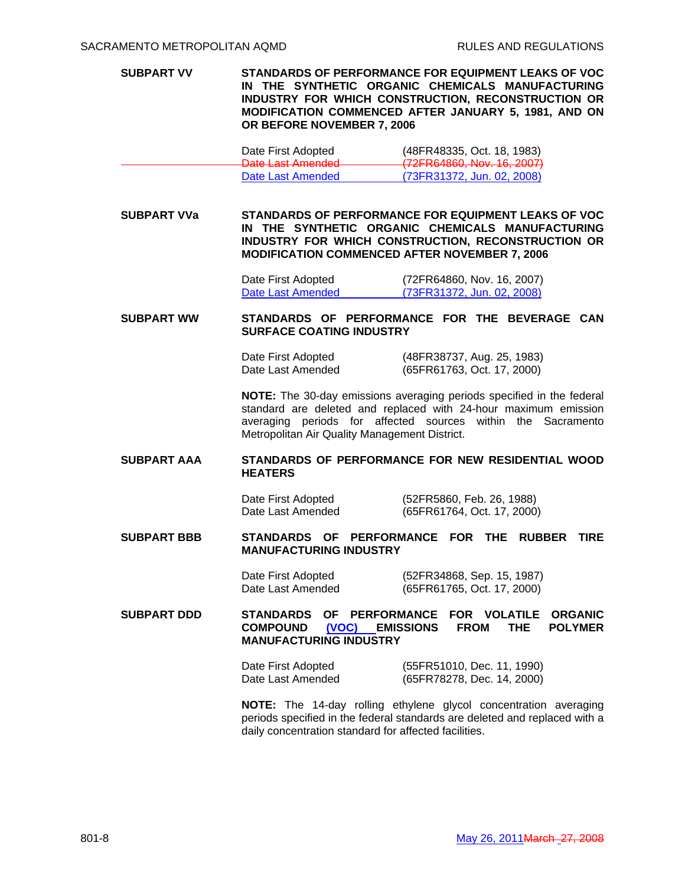**SUBPART VV** **STANDARDS OF PERFORMANCE FOR EQUIPMENT LEAKS OF VOC IN THE SYNTHETIC ORGANIC CHEMICALS MANUFACTURING INDUSTRY FOR WHICH CONSTRUCTION, RECONSTRUCTION OR MODIFICATION COMMENCED AFTER JANUARY 5, 1981, AND ON OR BEFORE NOVEMBER 7, 2006**

| | |
|---|---|
| Date First Adopted | (48FR48335, Oct. 18, 1983) |
| ~~Date Last Amended~~ | ~~(72FR64860, Nov. 16, 2007)~~ |
| Date Last Amended | (73FR31372, Jun. 02, 2008) |

**SUBPART VVa** **STANDARDS OF PERFORMANCE FOR EQUIPMENT LEAKS OF VOC IN THE SYNTHETIC ORGANIC CHEMICALS MANUFACTURING INDUSTRY FOR WHICH CONSTRUCTION, RECONSTRUCTION OR MODIFICATION COMMENCED AFTER NOVEMBER 7, 2006**

| | |
|---|---|
| Date First Adopted | (72FR64860, Nov. 16, 2007) |
| Date Last Amended | (73FR31372, Jun. 02, 2008) |

**SUBPART WW** **STANDARDS OF PERFORMANCE FOR THE BEVERAGE CAN SURFACE COATING INDUSTRY**

| | |
|---|---|
| Date First Adopted | (48FR38737, Aug. 25, 1983) |
| Date Last Amended | (65FR61763, Oct. 17, 2000) |

**NOTE:** The 30-day emissions averaging periods specified in the federal standard are deleted and replaced with 24-hour maximum emission averaging periods for affected sources within the Sacramento Metropolitan Air Quality Management District.

**SUBPART AAA** **STANDARDS OF PERFORMANCE FOR NEW RESIDENTIAL WOOD HEATERS**

| | |
|---|---|
| Date First Adopted | (52FR5860, Feb. 26, 1988) |
| Date Last Amended | (65FR61764, Oct. 17, 2000) |

**SUBPART BBB** **STANDARDS OF PERFORMANCE FOR THE RUBBER TIRE MANUFACTURING INDUSTRY**

| | |
|---|---|
| Date First Adopted | (52FR34868, Sep. 15, 1987) |
| Date Last Amended | (65FR61765, Oct. 17, 2000) |

**SUBPART DDD** **STANDARDS OF PERFORMANCE FOR VOLATILE ORGANIC COMPOUND (VOC) EMISSIONS FROM THE POLYMER MANUFACTURING INDUSTRY**

| | |
|---|---|
| Date First Adopted | (55FR51010, Dec. 11, 1990) |
| Date Last Amended | (65FR78278, Dec. 14, 2000) |

**NOTE:** The 14-day rolling ethylene glycol concentration averaging periods specified in the federal standards are deleted and replaced with a daily concentration standard for affected facilities.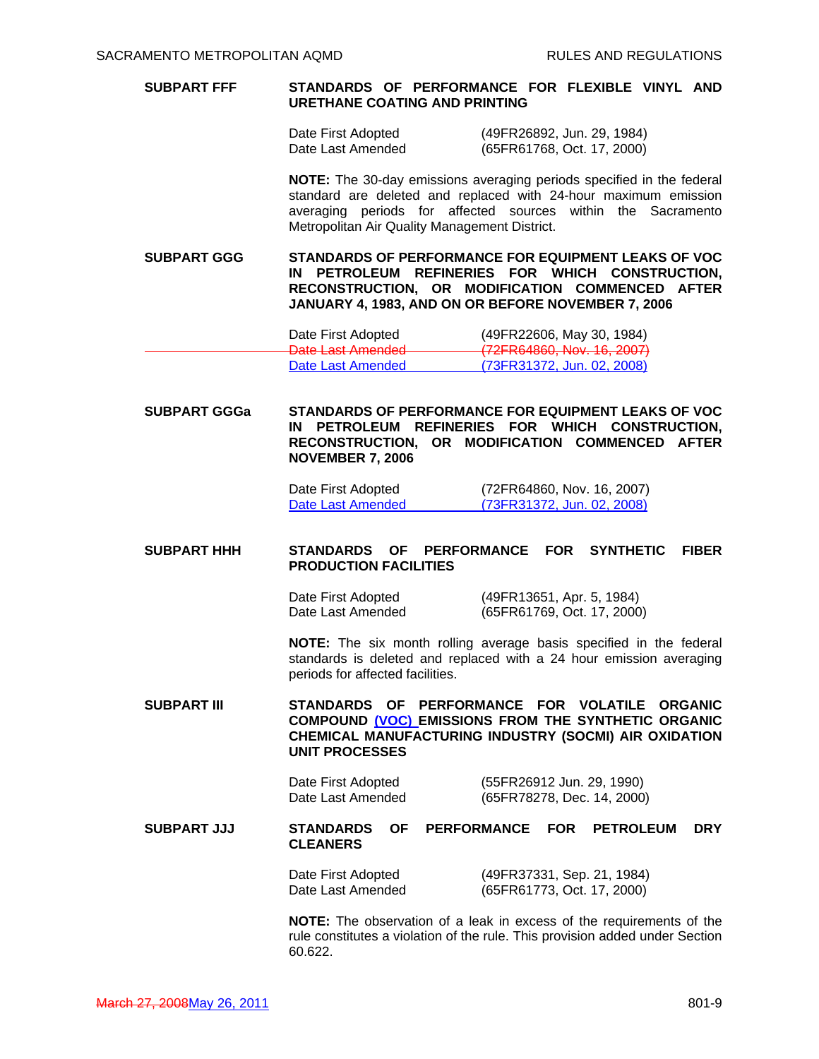**SUBPART FFF** **STANDARDS OF PERFORMANCE FOR FLEXIBLE VINYL AND URETHANE COATING AND PRINTING**

| | |
|---|---|
| Date First Adopted | (49FR26892, Jun. 29, 1984) |
| Date Last Amended | (65FR61768, Oct. 17, 2000) |

**NOTE:** The 30-day emissions averaging periods specified in the federal standard are deleted and replaced with 24-hour maximum emission averaging periods for affected sources within the Sacramento Metropolitan Air Quality Management District.

**SUBPART GGG** **STANDARDS OF PERFORMANCE FOR EQUIPMENT LEAKS OF VOC IN PETROLEUM REFINERIES FOR WHICH CONSTRUCTION, RECONSTRUCTION, OR MODIFICATION COMMENCED AFTER JANUARY 4, 1983, AND ON OR BEFORE NOVEMBER 7, 2006**

| | |
|---|---|
| Date First Adopted | (49FR22606, May 30, 1984) |
| ~~Date Last Amended~~ | ~~(72FR64860, Nov. 16, 2007)~~ |
| Date Last Amended | (73FR31372, Jun. 02, 2008) |

**SUBPART GGGa** **STANDARDS OF PERFORMANCE FOR EQUIPMENT LEAKS OF VOC IN PETROLEUM REFINERIES FOR WHICH CONSTRUCTION, RECONSTRUCTION, OR MODIFICATION COMMENCED AFTER NOVEMBER 7, 2006**

| | |
|---|---|
| Date First Adopted | (72FR64860, Nov. 16, 2007) |
| Date Last Amended | (73FR31372, Jun. 02, 2008) |

**SUBPART HHH** **STANDARDS OF PERFORMANCE FOR SYNTHETIC FIBER PRODUCTION FACILITIES**

| | |
|---|---|
| Date First Adopted | (49FR13651, Apr. 5, 1984) |
| Date Last Amended | (65FR61769, Oct. 17, 2000) |

**NOTE:** The six month rolling average basis specified in the federal standards is deleted and replaced with a 24 hour emission averaging periods for affected facilities.

**SUBPART III** **STANDARDS OF PERFORMANCE FOR VOLATILE ORGANIC COMPOUND (VOC) EMISSIONS FROM THE SYNTHETIC ORGANIC CHEMICAL MANUFACTURING INDUSTRY (SOCMI) AIR OXIDATION UNIT PROCESSES**

| | |
|---|---|
| Date First Adopted | (55FR26912 Jun. 29, 1990) |
| Date Last Amended | (65FR78278, Dec. 14, 2000) |

**SUBPART JJJ** **STANDARDS OF PERFORMANCE FOR PETROLEUM DRY CLEANERS**

| | |
|---|---|
| Date First Adopted | (49FR37331, Sep. 21, 1984) |
| Date Last Amended | (65FR61773, Oct. 17, 2000) |

**NOTE:** The observation of a leak in excess of the requirements of the rule constitutes a violation of the rule. This provision added under Section 60.622.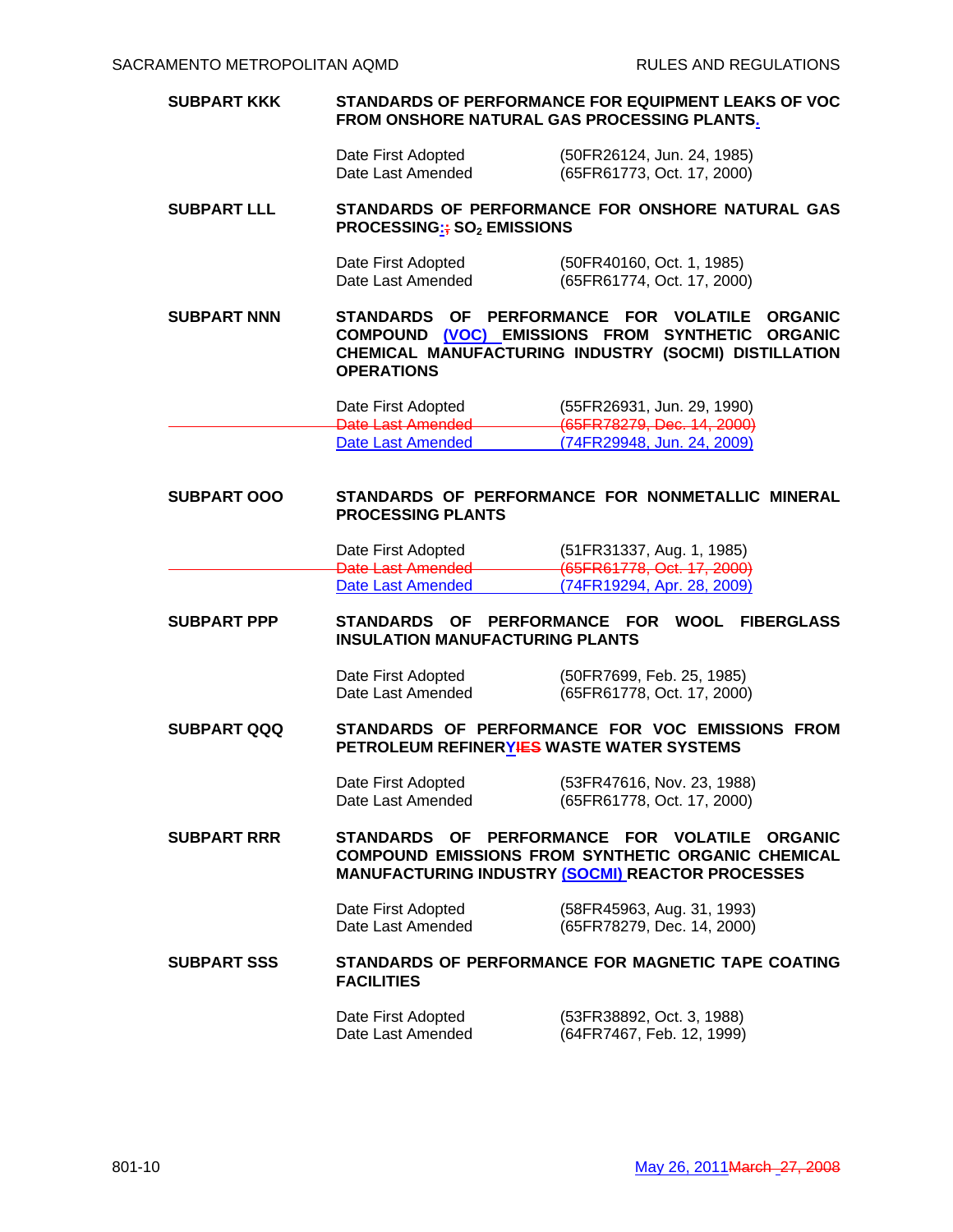**SUBPART KKK** **STANDARDS OF PERFORMANCE FOR EQUIPMENT LEAKS OF VOC FROM ONSHORE NATURAL GAS PROCESSING PLANTS.**

| | |
|---|---|
| Date First Adopted | (50FR26124, Jun. 24, 1985) |
| Date Last Amended | (65FR61773, Oct. 17, 2000) |

**SUBPART LLL** **STANDARDS OF PERFORMANCE FOR ONSHORE NATURAL GAS PROCESSING:, $SO_2$ EMISSIONS**

| | |
|---|---|
| Date First Adopted | (50FR40160, Oct. 1, 1985) |
| Date Last Amended | (65FR61774, Oct. 17, 2000) |

**SUBPART NNN** **STANDARDS OF PERFORMANCE FOR VOLATILE ORGANIC COMPOUND (VOC) EMISSIONS FROM SYNTHETIC ORGANIC CHEMICAL MANUFACTURING INDUSTRY (SOCMI) DISTILLATION OPERATIONS**

| | |
|---|---|
| Date First Adopted | (55FR26931, Jun. 29, 1990) |
| ~~Date Last Amended~~ | ~~(65FR78279, Dec. 14, 2000)~~ |
| Date Last Amended | (74FR29948, Jun. 24, 2009) |

**SUBPART OOO** **STANDARDS OF PERFORMANCE FOR NONMETALLIC MINERAL PROCESSING PLANTS**

| | |
|---|---|
| Date First Adopted | (51FR31337, Aug. 1, 1985) |
| ~~Date Last Amended~~ | ~~(65FR61778, Oct. 17, 2000)~~ |
| Date Last Amended | (74FR19294, Apr. 28, 2009) |

**SUBPART PPP** **STANDARDS OF PERFORMANCE FOR WOOL FIBERGLASS INSULATION MANUFACTURING PLANTS**

| | |
|---|---|
| Date First Adopted | (50FR7699, Feb. 25, 1985) |
| Date Last Amended | (65FR61778, Oct. 17, 2000) |

**SUBPART QQQ** **STANDARDS OF PERFORMANCE FOR VOC EMISSIONS FROM PETROLEUM REFINERY~~IES~~ WASTE WATER SYSTEMS**

| | |
|---|---|
| Date First Adopted | (53FR47616, Nov. 23, 1988) |
| Date Last Amended | (65FR61778, Oct. 17, 2000) |

**SUBPART RRR** **STANDARDS OF PERFORMANCE FOR VOLATILE ORGANIC COMPOUND EMISSIONS FROM SYNTHETIC ORGANIC CHEMICAL MANUFACTURING INDUSTRY (SOCMI) REACTOR PROCESSES**

| | |
|---|---|
| Date First Adopted | (58FR45963, Aug. 31, 1993) |
| Date Last Amended | (65FR78279, Dec. 14, 2000) |

**SUBPART SSS** **STANDARDS OF PERFORMANCE FOR MAGNETIC TAPE COATING FACILITIES**

| | |
|---|---|
| Date First Adopted | (53FR38892, Oct. 3, 1988) |
| Date Last Amended | (64FR7467, Feb. 12, 1999) |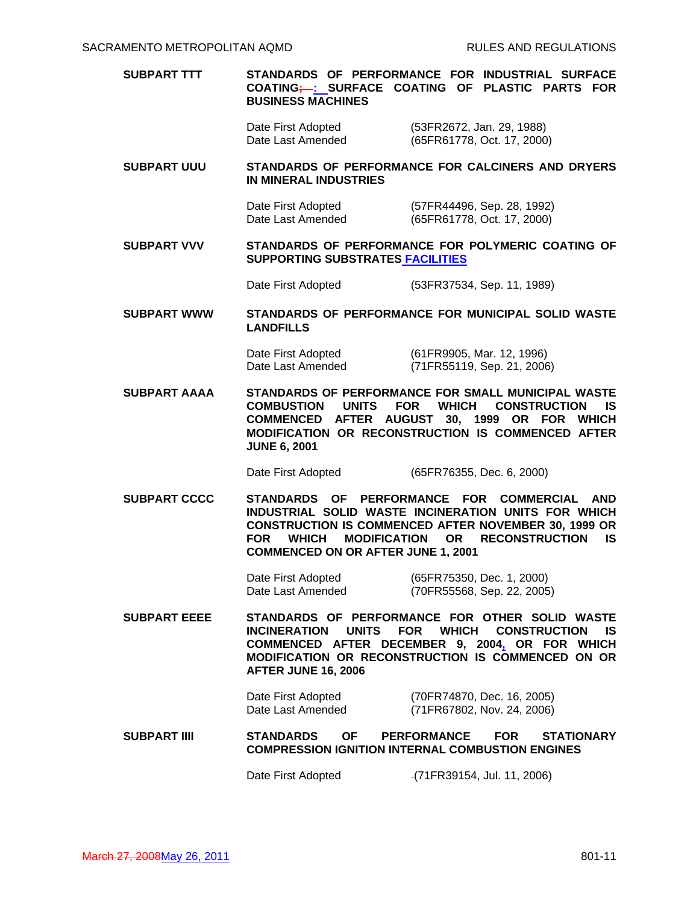**SUBPART TTT** **STANDARDS OF PERFORMANCE FOR INDUSTRIAL SURFACE COATING: SURFACE COATING OF PLASTIC PARTS FOR BUSINESS MACHINES**

| | |
|---|---|
| Date First Adopted | (53FR2672, Jan. 29, 1988) |
| Date Last Amended | (65FR61778, Oct. 17, 2000) |

**SUBPART UUU** **STANDARDS OF PERFORMANCE FOR CALCINERS AND DRYERS IN MINERAL INDUSTRIES**

| | |
|---|---|
| Date First Adopted | (57FR44496, Sep. 28, 1992) |
| Date Last Amended | (65FR61778, Oct. 17, 2000) |

**SUBPART VVV** **STANDARDS OF PERFORMANCE FOR POLYMERIC COATING OF SUPPORTING SUBSTRATES FACILITIES**

| | |
|---|---|
| Date First Adopted | (53FR37534, Sep. 11, 1989) |

**SUBPART WWW** **STANDARDS OF PERFORMANCE FOR MUNICIPAL SOLID WASTE LANDFILLS**

| | |
|---|---|
| Date First Adopted | (61FR9905, Mar. 12, 1996) |
| Date Last Amended | (71FR55119, Sep. 21, 2006) |

**SUBPART AAAA** **STANDARDS OF PERFORMANCE FOR SMALL MUNICIPAL WASTE COMBUSTION UNITS FOR WHICH CONSTRUCTION IS COMMENCED AFTER AUGUST 30, 1999 OR FOR WHICH MODIFICATION OR RECONSTRUCTION IS COMMENCED AFTER JUNE 6, 2001**

| | |
|---|---|
| Date First Adopted | (65FR76355, Dec. 6, 2000) |

**SUBPART CCCC** **STANDARDS OF PERFORMANCE FOR COMMERCIAL AND INDUSTRIAL SOLID WASTE INCINERATION UNITS FOR WHICH CONSTRUCTION IS COMMENCED AFTER NOVEMBER 30, 1999 OR FOR WHICH MODIFICATION OR RECONSTRUCTION IS COMMENCED ON OR AFTER JUNE 1, 2001**

| | |
|---|---|
| Date First Adopted | (65FR75350, Dec. 1, 2000) |
| Date Last Amended | (70FR55568, Sep. 22, 2005) |

**SUBPART EEEE** **STANDARDS OF PERFORMANCE FOR OTHER SOLID WASTE INCINERATION UNITS FOR WHICH CONSTRUCTION IS COMMENCED AFTER DECEMBER 9, 2004, OR FOR WHICH MODIFICATION OR RECONSTRUCTION IS COMMENCED ON OR AFTER JUNE 16, 2006**

| | |
|---|---|
| Date First Adopted | (70FR74870, Dec. 16, 2005) |
| Date Last Amended | (71FR67802, Nov. 24, 2006) |

**SUBPART IIII** **STANDARDS OF PERFORMANCE FOR STATIONARY COMPRESSION IGNITION INTERNAL COMBUSTION ENGINES**

| | |
|---|---|
| Date First Adopted | (71FR39154, Jul. 11, 2006) |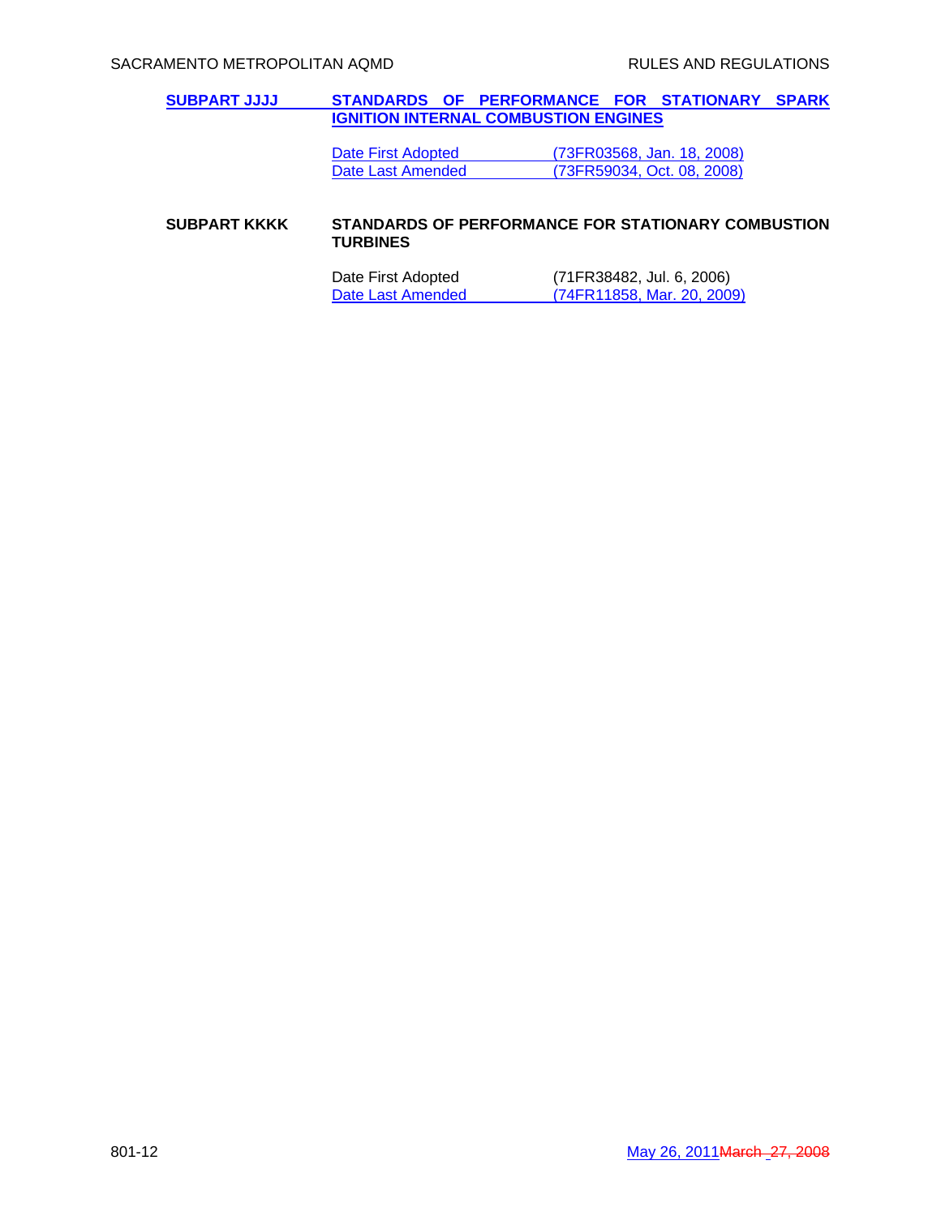**SUBPART JJJJ** **STANDARDS OF PERFORMANCE FOR STATIONARY SPARK IGNITION INTERNAL COMBUSTION ENGINES**

| | |
|---|---|
| Date First Adopted | (73FR03568, Jan. 18, 2008) |
| Date Last Amended | (73FR59034, Oct. 08, 2008) |

**SUBPART KKKK** **STANDARDS OF PERFORMANCE FOR STATIONARY COMBUSTION TURBINES**

| | |
|---|---|
| Date First Adopted | (71FR38482, Jul. 6, 2006) |
| Date Last Amended | (74FR11858, Mar. 20, 2009) |